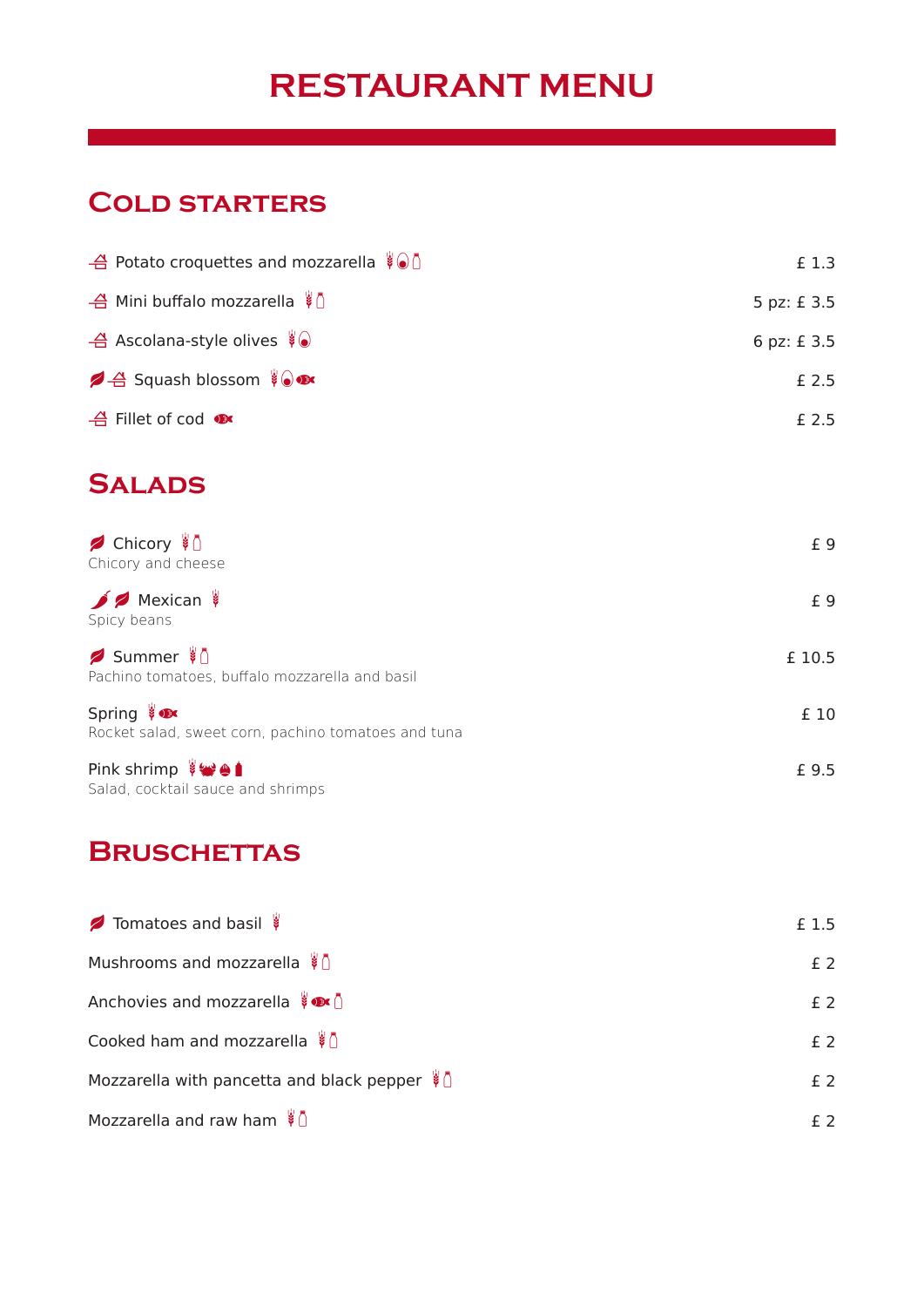# RESTAURANT MENU

## Cold starters

| Item | Price |
|---|---|
| Potato croquettes and mozzarella | £ 1.3 |
| Mini buffalo mozzarella | 5 pz: £ 3.5 |
| Ascolana-style olives | 6 pz: £ 3.5 |
| Squash blossom | £ 2.5 |
| Fillet of cod | £ 2.5 |

## Salads

| Item | Price |
|---|---|
| Chicory<br>Chicory and cheese | £ 9 |
| Mexican<br>Spicy beans | £ 9 |
| Summer<br>Pachino tomatoes, buffalo mozzarella and basil | £ 10.5 |
| Spring<br>Rocket salad, sweet corn, pachino tomatoes and tuna | £ 10 |
| Pink shrimp<br>Salad, cocktail sauce and shrimps | £ 9.5 |

## Bruschettas

| Item | Price |
|---|---|
| Tomatoes and basil | £ 1.5 |
| Mushrooms and mozzarella | £ 2 |
| Anchovies and mozzarella | £ 2 |
| Cooked ham and mozzarella | £ 2 |
| Mozzarella with pancetta and black pepper | £ 2 |
| Mozzarella and raw ham | £ 2 |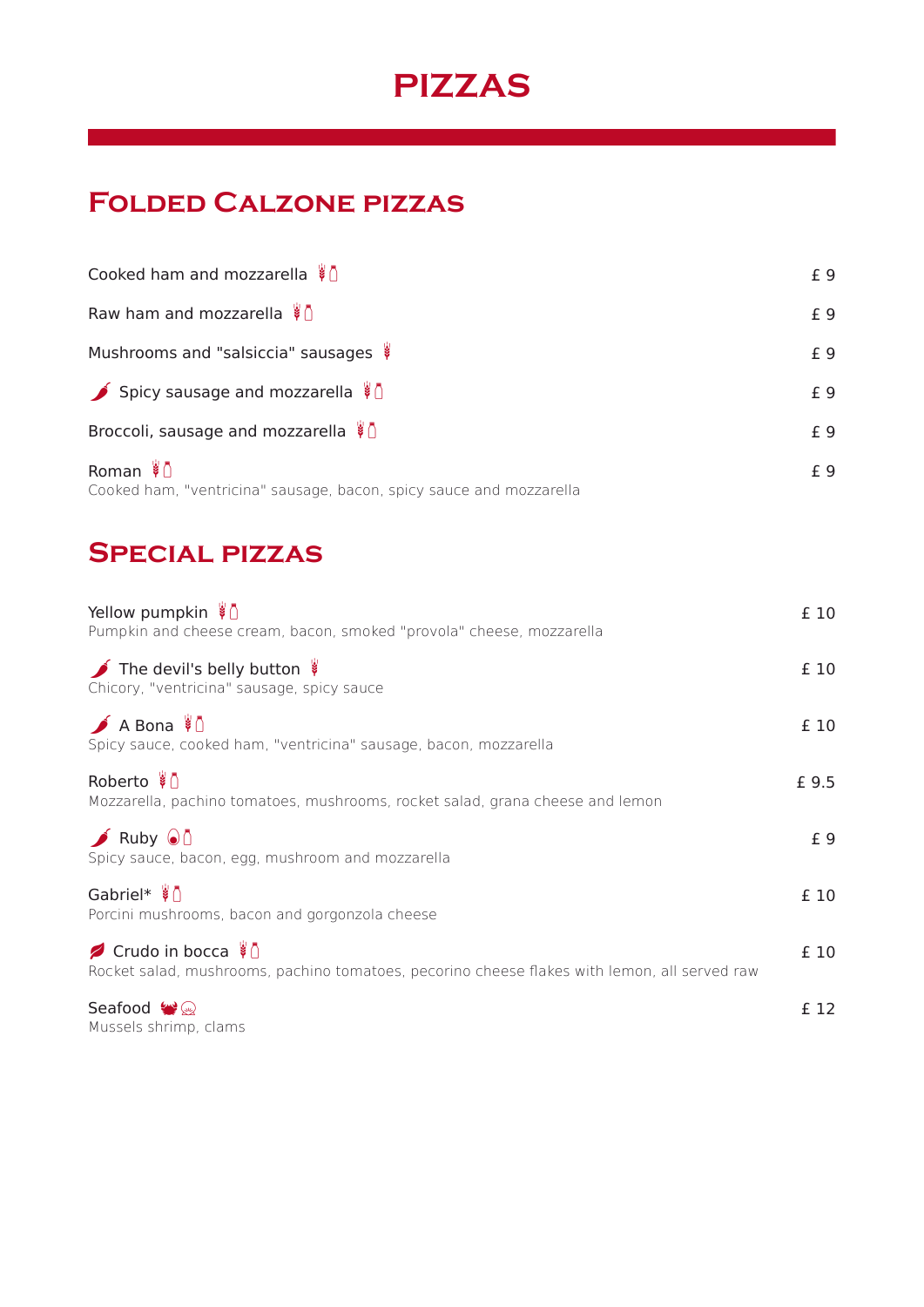# PIZZAS

## Folded Calzone pizzas

Cooked ham and mozzarella — £ 9

Raw ham and mozzarella — £ 9

Mushrooms and "salsiccia" sausages — £ 9

Spicy sausage and mozzarella — £ 9

Broccoli, sausage and mozzarella — £ 9

Roman — £ 9
Cooked ham, "ventricina" sausage, bacon, spicy sauce and mozzarella

## Special pizzas

Yellow pumpkin — £ 10
Pumpkin and cheese cream, bacon, smoked "provola" cheese, mozzarella

The devil's belly button — £ 10
Chicory, "ventricina" sausage, spicy sauce

A Bona — £ 10
Spicy sauce, cooked ham, "ventricina" sausage, bacon, mozzarella

Roberto — £ 9.5
Mozzarella, pachino tomatoes, mushrooms, rocket salad, grana cheese and lemon

Ruby — £ 9
Spicy sauce, bacon, egg, mushroom and mozzarella

Gabriel* — £ 10
Porcini mushrooms, bacon and gorgonzola cheese

Crudo in bocca — £ 10
Rocket salad, mushrooms, pachino tomatoes, pecorino cheese flakes with lemon, all served raw

Seafood — £ 12
Mussels shrimp, clams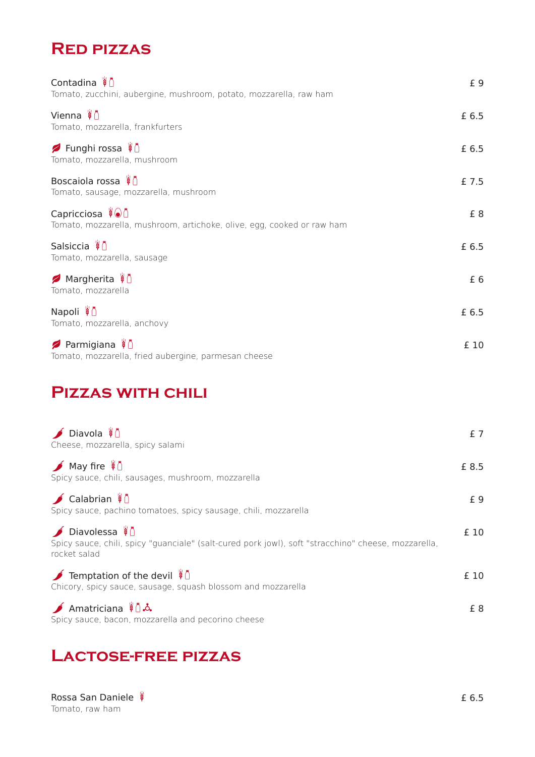# Red pizzas

**Contadina** — £ 9
Tomato, zucchini, aubergine, mushroom, potato, mozzarella, raw ham

**Vienna** — £ 6.5
Tomato, mozzarella, frankfurters

**Funghi rossa** — £ 6.5
Tomato, mozzarella, mushroom

**Boscaiola rossa** — £ 7.5
Tomato, sausage, mozzarella, mushroom

**Capricciosa** — £ 8
Tomato, mozzarella, mushroom, artichoke, olive, egg, cooked or raw ham

**Salsiccia** — £ 6.5
Tomato, mozzarella, sausage

**Margherita** — £ 6
Tomato, mozzarella

**Napoli** — £ 6.5
Tomato, mozzarella, anchovy

**Parmigiana** — £ 10
Tomato, mozzarella, fried aubergine, parmesan cheese

# Pizzas with chili

**Diavola** — £ 7
Cheese, mozzarella, spicy salami

**May fire** — £ 8.5
Spicy sauce, chili, sausages, mushroom, mozzarella

**Calabrian** — £ 9
Spicy sauce, pachino tomatoes, spicy sausage, chili, mozzarella

**Diavolessa** — £ 10
Spicy sauce, chili, spicy "guanciale" (salt-cured pork jowl), soft "stracchino" cheese, mozzarella, rocket salad

**Temptation of the devil** — £ 10
Chicory, spicy sauce, sausage, squash blossom and mozzarella

**Amatriciana** — £ 8
Spicy sauce, bacon, mozzarella and pecorino cheese

# Lactose-free pizzas

**Rossa San Daniele** — £ 6.5
Tomato, raw ham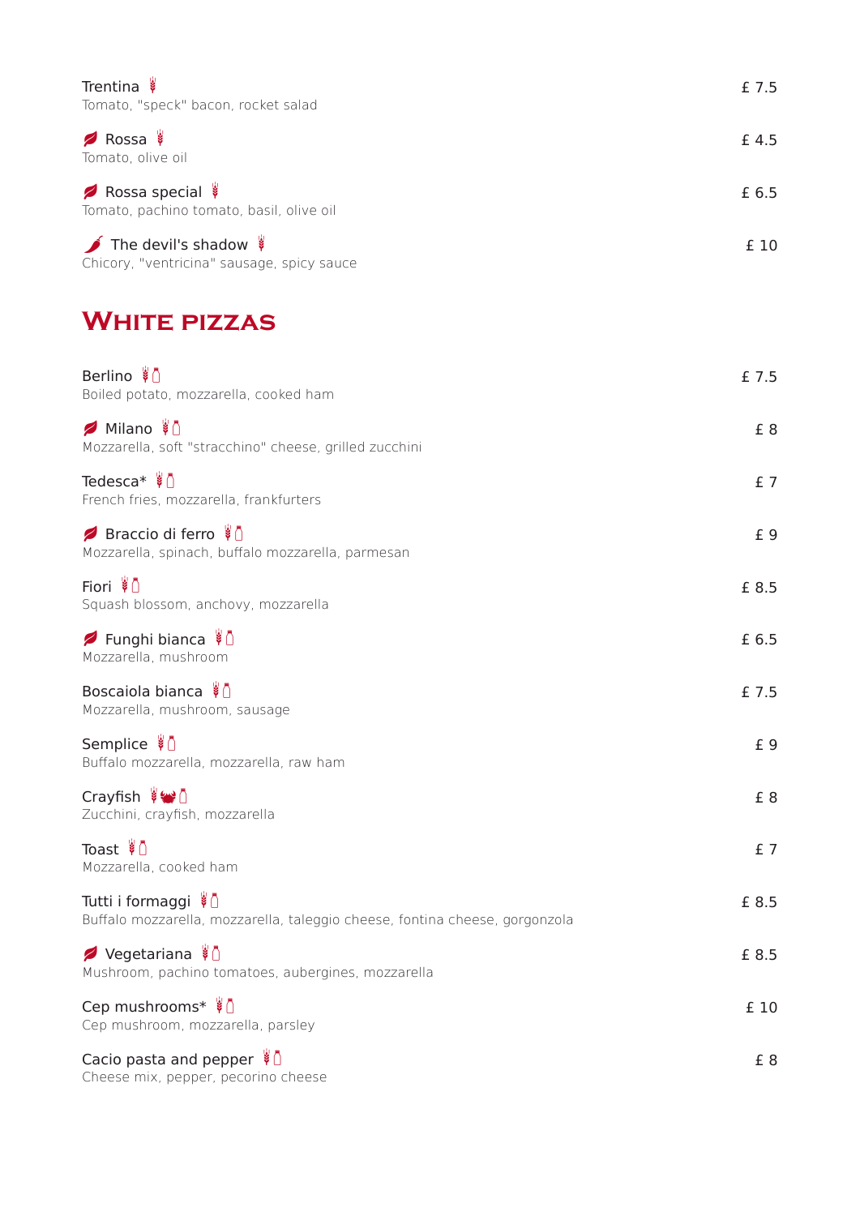Trentina — £ 7.5
Tomato, "speck" bacon, rocket salad

Rossa — £ 4.5
Tomato, olive oil

Rossa special — £ 6.5
Tomato, pachino tomato, basil, olive oil

The devil's shadow — £ 10
Chicory, "ventricina" sausage, spicy sauce

## White pizzas

Berlino — £ 7.5
Boiled potato, mozzarella, cooked ham

Milano — £ 8
Mozzarella, soft "stracchino" cheese, grilled zucchini

Tedesca* — £ 7
French fries, mozzarella, frankfurters

Braccio di ferro — £ 9
Mozzarella, spinach, buffalo mozzarella, parmesan

Fiori — £ 8.5
Squash blossom, anchovy, mozzarella

Funghi bianca — £ 6.5
Mozzarella, mushroom

Boscaiola bianca — £ 7.5
Mozzarella, mushroom, sausage

Semplice — £ 9
Buffalo mozzarella, mozzarella, raw ham

Crayfish — £ 8
Zucchini, crayfish, mozzarella

Toast — £ 7
Mozzarella, cooked ham

Tutti i formaggi — £ 8.5
Buffalo mozzarella, mozzarella, taleggio cheese, fontina cheese, gorgonzola

Vegetariana — £ 8.5
Mushroom, pachino tomatoes, aubergines, mozzarella

Cep mushrooms* — £ 10
Cep mushroom, mozzarella, parsley

Cacio pasta and pepper — £ 8
Cheese mix, pepper, pecorino cheese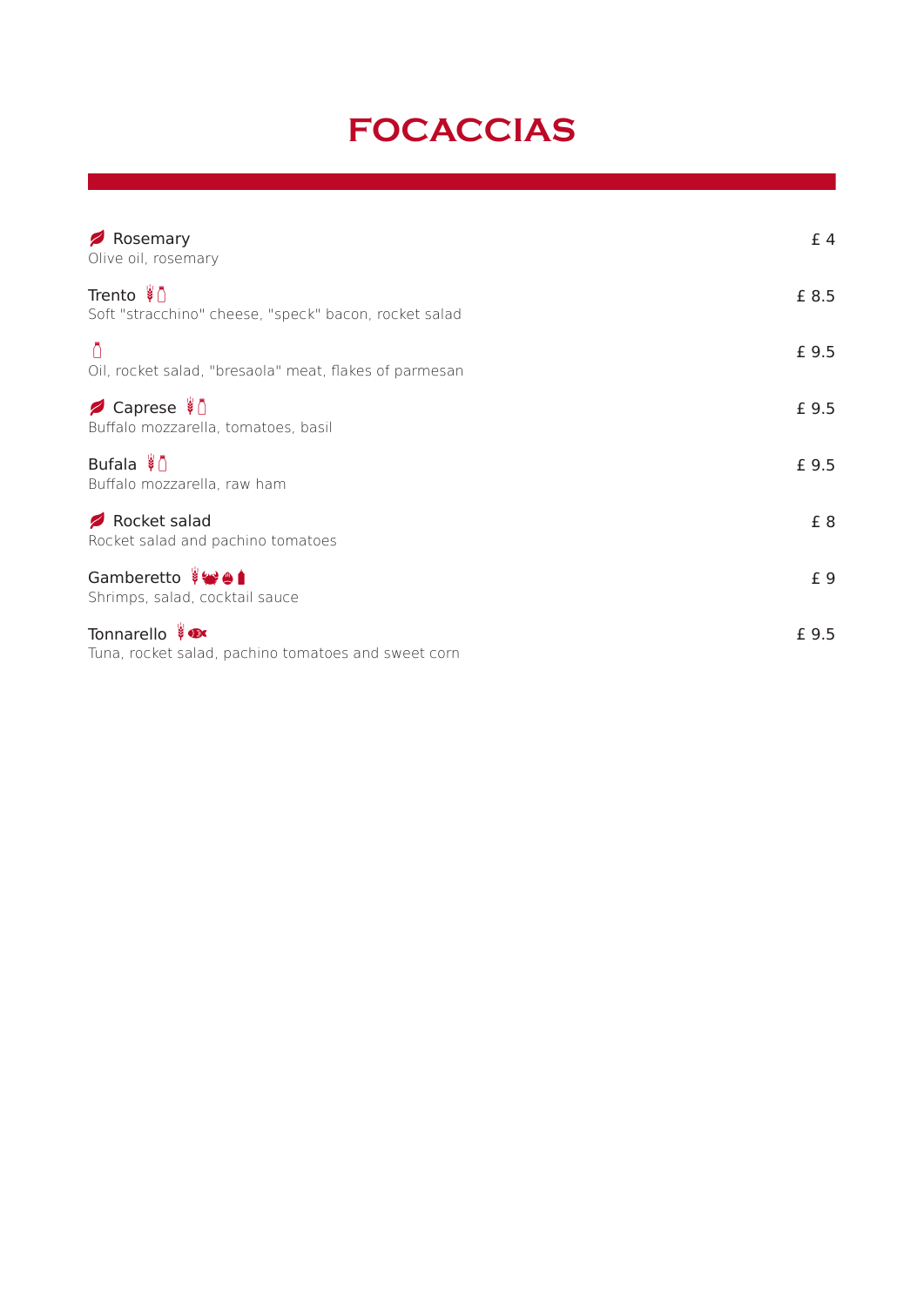# FOCACCIAS

**Rosemary** — £ 4
Olive oil, rosemary

**Trento** — £ 8.5
Soft "stracchino" cheese, "speck" bacon, rocket salad

£ 9.5
Oil, rocket salad, "bresaola" meat, flakes of parmesan

**Caprese** — £ 9.5
Buffalo mozzarella, tomatoes, basil

**Bufala** — £ 9.5
Buffalo mozzarella, raw ham

**Rocket salad** — £ 8
Rocket salad and pachino tomatoes

**Gamberetto** — £ 9
Shrimps, salad, cocktail sauce

**Tonnarello** — £ 9.5
Tuna, rocket salad, pachino tomatoes and sweet corn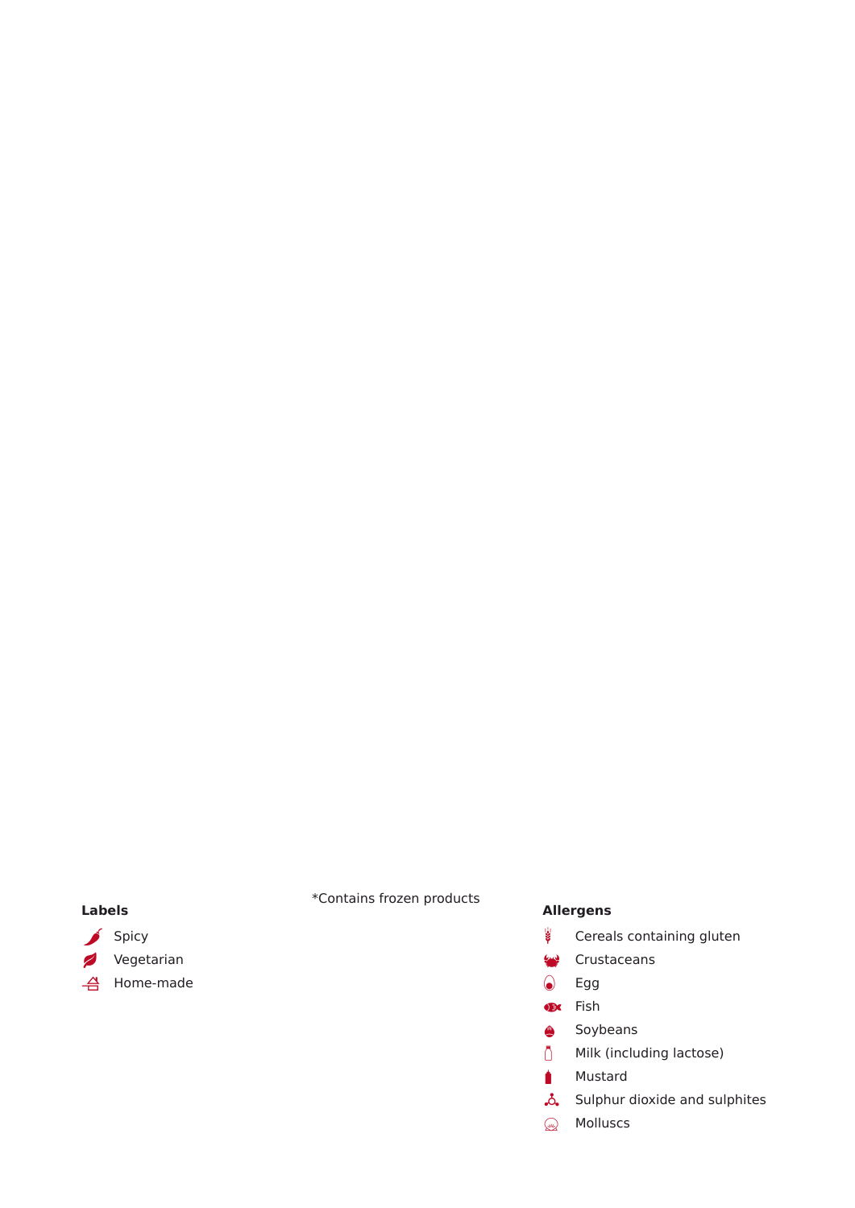*Contains frozen products

**Labels**

- Spicy
- Vegetarian
- Home-made

**Allergens**

- Cereals containing gluten
- Crustaceans
- Egg
- Fish
- Soybeans
- Milk (including lactose)
- Mustard
- Sulphur dioxide and sulphites
- Molluscs